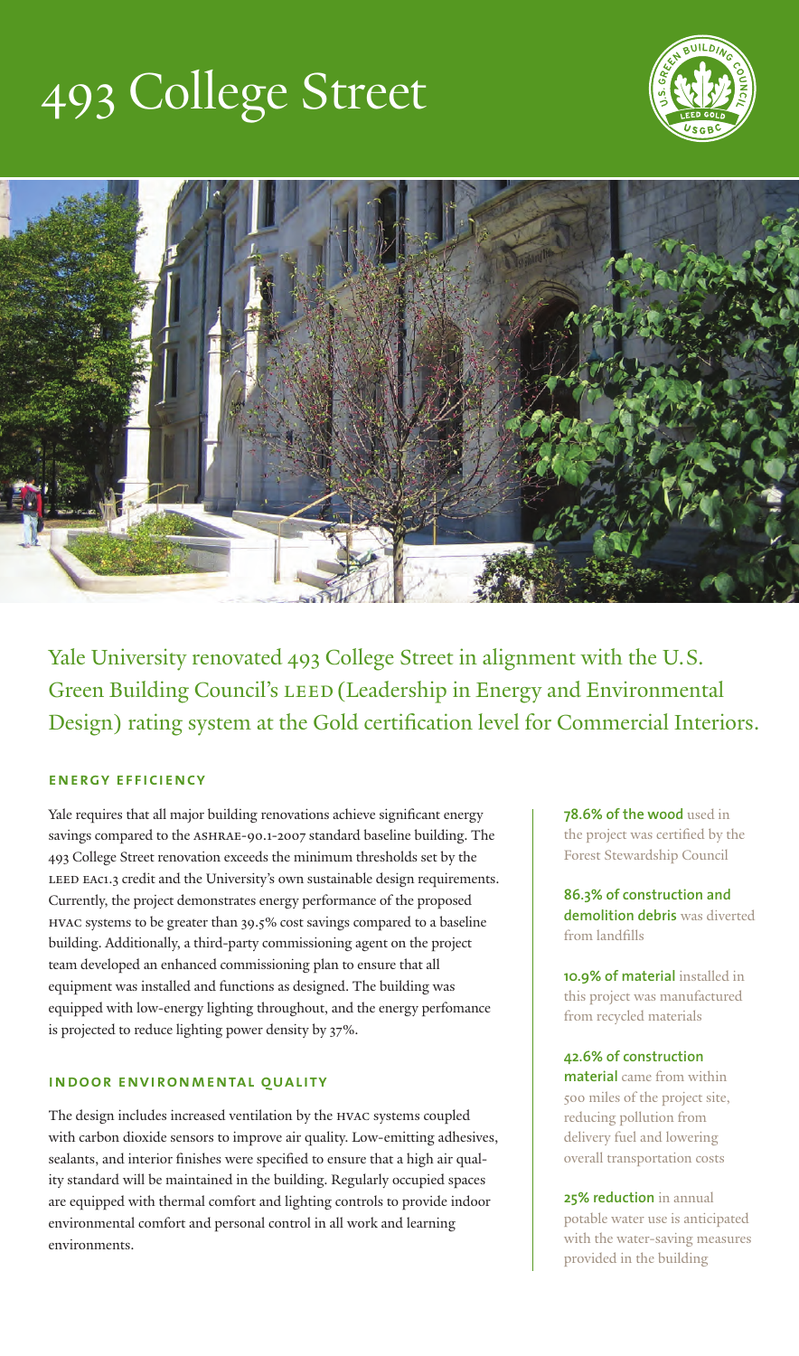# 493 College Street

Yale University renovated 493 College Street in alignment with the U.S. Green Building Council's LEED (Leadership in Energy and Environmental Design) rating system at the Gold certification level for Commercial Interiors.

## ENERGY EFFICIENCY

Yale requires that all major building renovations achieve significant energy savings compared to the ASHRAE-90.1-2007 standard baseline building. The 493 College Street renovation exceeds the minimum thresholds set by the LEED EAc1.3 credit and the University's own sustainable design requirements. Currently, the project demonstrates energy performance of the proposed HVAC systems to be greater than 39.5% cost savings compared to a baseline building. Additionally, a third-party commissioning agent on the project team developed an enhanced commissioning plan to ensure that all equipment was installed and functions as designed. The building was equipped with low-energy lighting throughout, and the energy perfomance is projected to reduce lighting power density by 37%.

## INDOOR ENVIRONMENTAL QUALITY

The design includes increased ventilation by the HVAC systems coupled with carbon dioxide sensors to improve air quality. Low-emitting adhesives, sealants, and interior finishes were specified to ensure that a high air quality standard will be maintained in the building. Regularly occupied spaces are equipped with thermal comfort and lighting controls to provide indoor environmental comfort and personal control in all work and learning environments.

**78.6% of the wood** used in the project was certified by the Forest Stewardship Council

**86.3% of construction and demolition debris** was diverted from landfills

**10.9% of material** installed in this project was manufactured from recycled materials

**42.6% of construction material** came from within 500 miles of the project site, reducing pollution from delivery fuel and lowering overall transportation costs

**25% reduction** in annual potable water use is anticipated with the water-saving measures provided in the building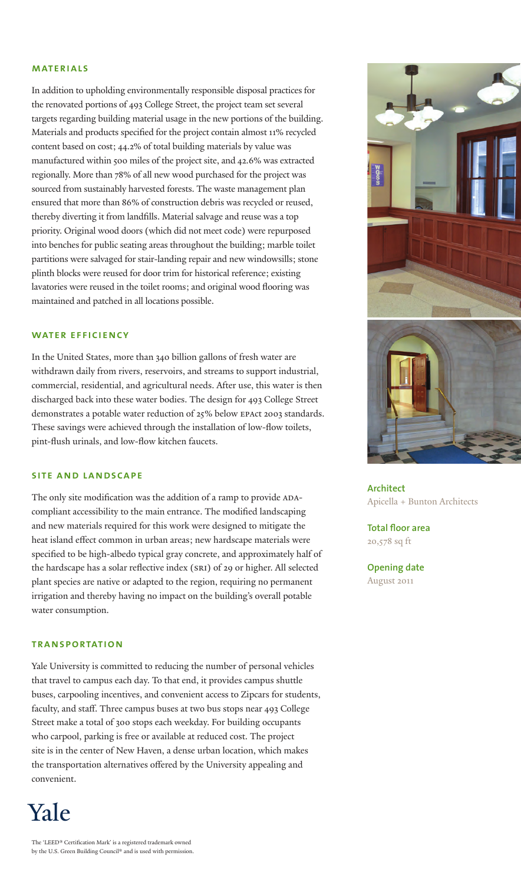## MATERIALS

In addition to upholding environmentally responsible disposal practices for the renovated portions of 493 College Street, the project team set several targets regarding building material usage in the new portions of the building. Materials and products specified for the project contain almost 11% recycled content based on cost; 44.2% of total building materials by value was manufactured within 500 miles of the project site, and 42.6% was extracted regionally. More than 78% of all new wood purchased for the project was sourced from sustainably harvested forests. The waste management plan ensured that more than 86% of construction debris was recycled or reused, thereby diverting it from landfills. Material salvage and reuse was a top priority. Original wood doors (which did not meet code) were repurposed into benches for public seating areas throughout the building; marble toilet partitions were salvaged for stair-landing repair and new windowsills; stone plinth blocks were reused for door trim for historical reference; existing lavatories were reused in the toilet rooms; and original wood flooring was maintained and patched in all locations possible.

## WATER EFFICIENCY

In the United States, more than 340 billion gallons of fresh water are withdrawn daily from rivers, reservoirs, and streams to support industrial, commercial, residential, and agricultural needs. After use, this water is then discharged back into these water bodies. The design for 493 College Street demonstrates a potable water reduction of 25% below EPAct 2003 standards. These savings were achieved through the installation of low-flow toilets, pint-flush urinals, and low-flow kitchen faucets.

## SITE AND LANDSCAPE

The only site modification was the addition of a ramp to provide ADA-compliant accessibility to the main entrance. The modified landscaping and new materials required for this work were designed to mitigate the heat island effect common in urban areas; new hardscape materials were specified to be high-albedo typical gray concrete, and approximately half of the hardscape has a solar reflective index (SRI) of 29 or higher. All selected plant species are native or adapted to the region, requiring no permanent irrigation and thereby having no impact on the building's overall potable water consumption.

## TRANSPORTATION

Yale University is committed to reducing the number of personal vehicles that travel to campus each day. To that end, it provides campus shuttle buses, carpooling incentives, and convenient access to Zipcars for students, faculty, and staff. Three campus buses at two bus stops near 493 College Street make a total of 300 stops each weekday. For building occupants who carpool, parking is free or available at reduced cost. The project site is in the center of New Haven, a dense urban location, which makes the transportation alternatives offered by the University appealing and convenient.

**Architect**
Apicella + Bunton Architects

**Total floor area**
20,578 sq ft

**Opening date**
August 2011

Yale

The 'LEED® Certification Mark' is a registered trademark owned by the U.S. Green Building Council® and is used with permission.